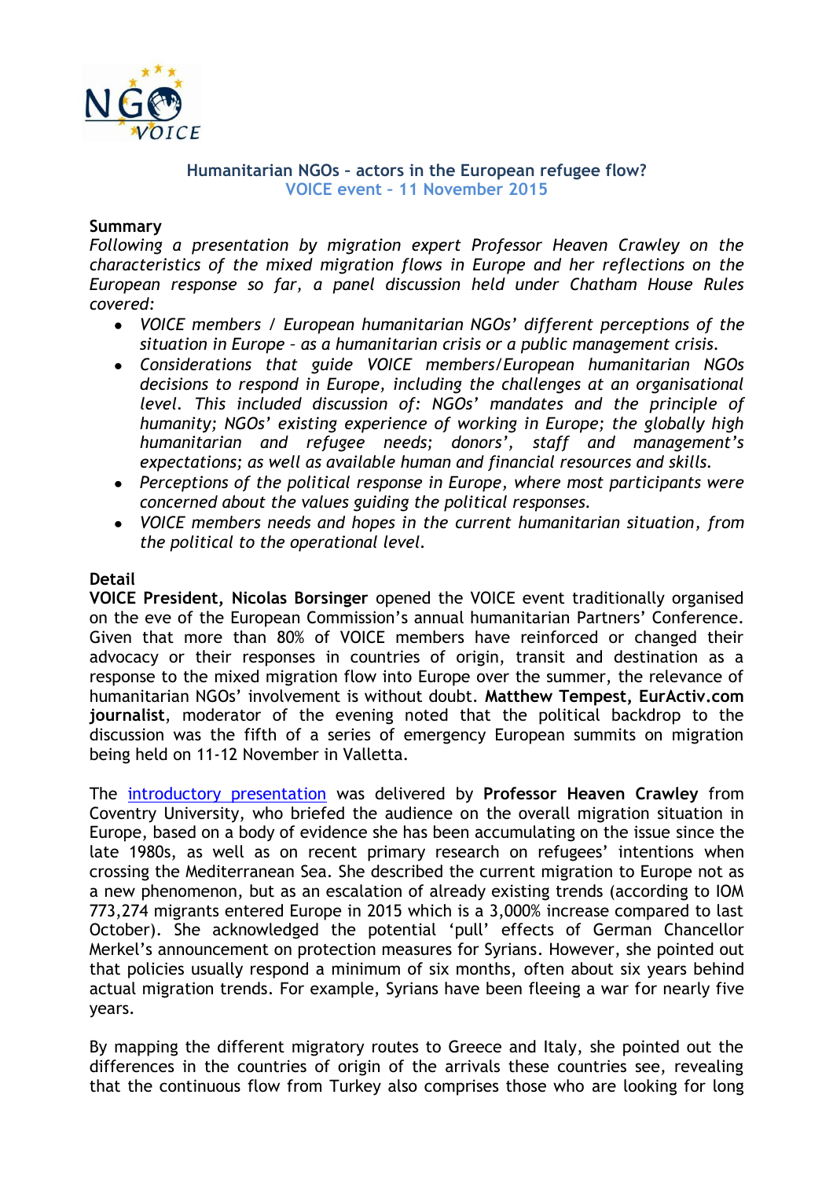# Humanitarian NGOs – actors in the European refugee flow?

## VOICE event – 11 November 2015

**Summary**

*Following a presentation by migration expert Professor Heaven Crawley on the characteristics of the mixed migration flows in Europe and her reflections on the European response so far, a panel discussion held under Chatham House Rules covered:*

- *VOICE members / European humanitarian NGOs' different perceptions of the situation in Europe – as a humanitarian crisis or a public management crisis.*
- *Considerations that guide VOICE members/European humanitarian NGOs decisions to respond in Europe, including the challenges at an organisational level. This included discussion of: NGOs' mandates and the principle of humanity; NGOs' existing experience of working in Europe; the globally high humanitarian and refugee needs; donors', staff and management's expectations; as well as available human and financial resources and skills.*
- *Perceptions of the political response in Europe, where most participants were concerned about the values guiding the political responses.*
- *VOICE members needs and hopes in the current humanitarian situation, from the political to the operational level.*

**Detail**

**VOICE President, Nicolas Borsinger** opened the VOICE event traditionally organised on the eve of the European Commission's annual humanitarian Partners' Conference. Given that more than 80% of VOICE members have reinforced or changed their advocacy or their responses in countries of origin, transit and destination as a response to the mixed migration flow into Europe over the summer, the relevance of humanitarian NGOs' involvement is without doubt. **Matthew Tempest, EurActiv.com journalist**, moderator of the evening noted that the political backdrop to the discussion was the fifth of a series of emergency European summits on migration being held on 11-12 November in Valletta.

The introductory presentation was delivered by **Professor Heaven Crawley** from Coventry University, who briefed the audience on the overall migration situation in Europe, based on a body of evidence she has been accumulating on the issue since the late 1980s, as well as on recent primary research on refugees' intentions when crossing the Mediterranean Sea. She described the current migration to Europe not as a new phenomenon, but as an escalation of already existing trends (according to IOM 773,274 migrants entered Europe in 2015 which is a 3,000% increase compared to last October). She acknowledged the potential 'pull' effects of German Chancellor Merkel's announcement on protection measures for Syrians. However, she pointed out that policies usually respond a minimum of six months, often about six years behind actual migration trends. For example, Syrians have been fleeing a war for nearly five years.

By mapping the different migratory routes to Greece and Italy, she pointed out the differences in the countries of origin of the arrivals these countries see, revealing that the continuous flow from Turkey also comprises those who are looking for long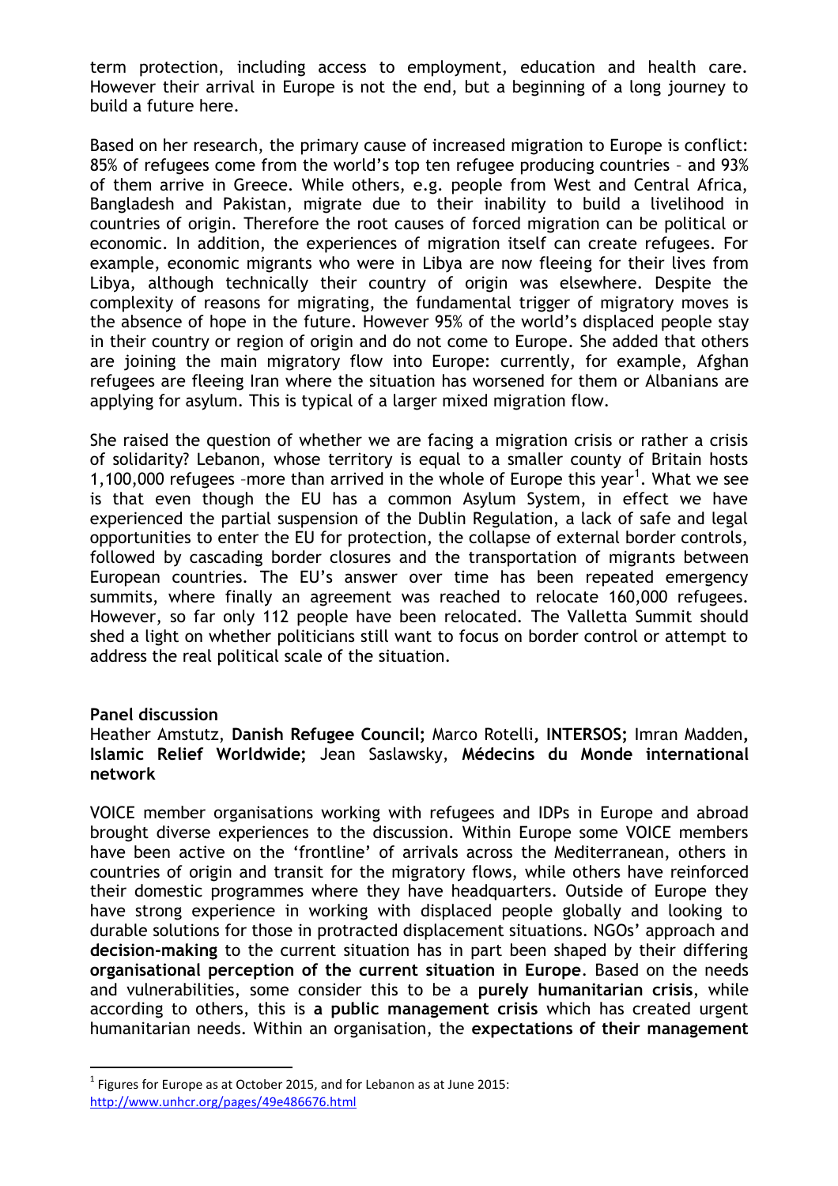term protection, including access to employment, education and health care. However their arrival in Europe is not the end, but a beginning of a long journey to build a future here.

Based on her research, the primary cause of increased migration to Europe is conflict: 85% of refugees come from the world's top ten refugee producing countries – and 93% of them arrive in Greece. While others, e.g. people from West and Central Africa, Bangladesh and Pakistan, migrate due to their inability to build a livelihood in countries of origin. Therefore the root causes of forced migration can be political or economic. In addition, the experiences of migration itself can create refugees. For example, economic migrants who were in Libya are now fleeing for their lives from Libya, although technically their country of origin was elsewhere. Despite the complexity of reasons for migrating, the fundamental trigger of migratory moves is the absence of hope in the future. However 95% of the world's displaced people stay in their country or region of origin and do not come to Europe. She added that others are joining the main migratory flow into Europe: currently, for example, Afghan refugees are fleeing Iran where the situation has worsened for them or Albanians are applying for asylum. This is typical of a larger mixed migration flow.

She raised the question of whether we are facing a migration crisis or rather a crisis of solidarity? Lebanon, whose territory is equal to a smaller county of Britain hosts 1,100,000 refugees –more than arrived in the whole of Europe this year[1]. What we see is that even though the EU has a common Asylum System, in effect we have experienced the partial suspension of the Dublin Regulation, a lack of safe and legal opportunities to enter the EU for protection, the collapse of external border controls, followed by cascading border closures and the transportation of migrants between European countries. The EU's answer over time has been repeated emergency summits, where finally an agreement was reached to relocate 160,000 refugees. However, so far only 112 people have been relocated. The Valletta Summit should shed a light on whether politicians still want to focus on border control or attempt to address the real political scale of the situation.

**Panel discussion**

Heather Amstutz, **Danish Refugee Council;** Marco Rotelli, **INTERSOS;** Imran Madden, **Islamic Relief Worldwide;** Jean Saslawsky, **Médecins du Monde international network**

VOICE member organisations working with refugees and IDPs in Europe and abroad brought diverse experiences to the discussion. Within Europe some VOICE members have been active on the 'frontline' of arrivals across the Mediterranean, others in countries of origin and transit for the migratory flows, while others have reinforced their domestic programmes where they have headquarters. Outside of Europe they have strong experience in working with displaced people globally and looking to durable solutions for those in protracted displacement situations. NGOs' approach and **decision-making** to the current situation has in part been shaped by their differing **organisational perception of the current situation in Europe**. Based on the needs and vulnerabilities, some consider this to be a **purely humanitarian crisis**, while according to others, this is **a public management crisis** which has created urgent humanitarian needs. Within an organisation, the **expectations of their management**

[1] Figures for Europe as at October 2015, and for Lebanon as at June 2015: http://www.unhcr.org/pages/49e486676.html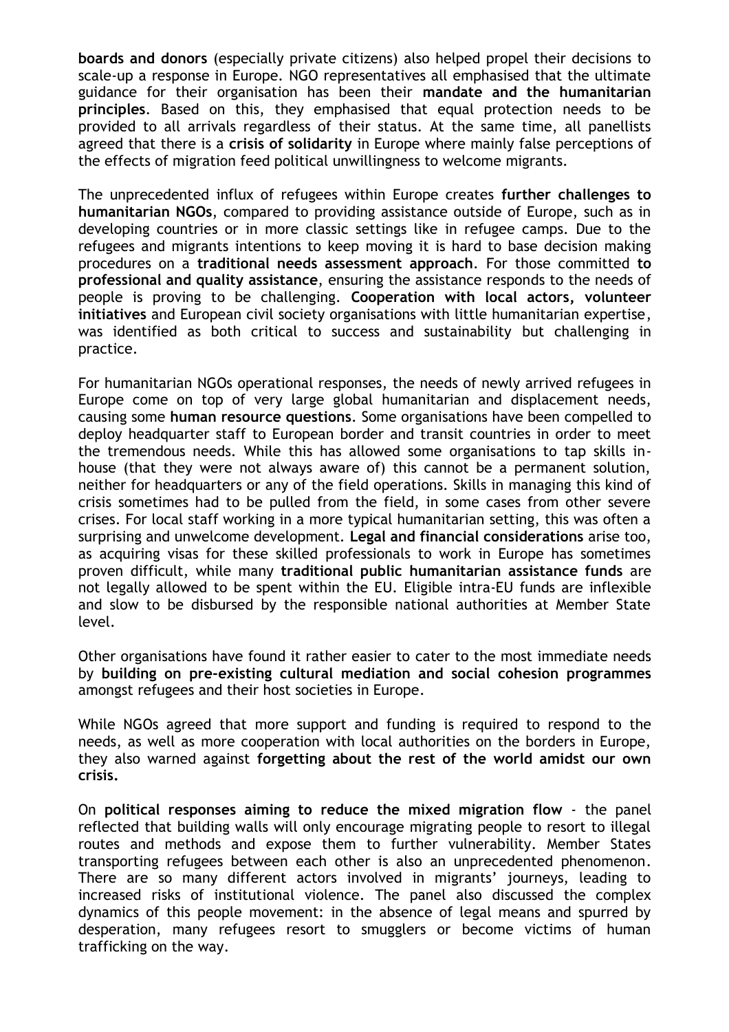**boards and donors** (especially private citizens) also helped propel their decisions to scale-up a response in Europe. NGO representatives all emphasised that the ultimate guidance for their organisation has been their **mandate and the humanitarian principles**. Based on this, they emphasised that equal protection needs to be provided to all arrivals regardless of their status. At the same time, all panellists agreed that there is a **crisis of solidarity** in Europe where mainly false perceptions of the effects of migration feed political unwillingness to welcome migrants.

The unprecedented influx of refugees within Europe creates **further challenges to humanitarian NGOs**, compared to providing assistance outside of Europe, such as in developing countries or in more classic settings like in refugee camps. Due to the refugees and migrants intentions to keep moving it is hard to base decision making procedures on a **traditional needs assessment approach**. For those committed **to professional and quality assistance**, ensuring the assistance responds to the needs of people is proving to be challenging. **Cooperation with local actors, volunteer initiatives** and European civil society organisations with little humanitarian expertise, was identified as both critical to success and sustainability but challenging in practice.

For humanitarian NGOs operational responses, the needs of newly arrived refugees in Europe come on top of very large global humanitarian and displacement needs, causing some **human resource questions**. Some organisations have been compelled to deploy headquarter staff to European border and transit countries in order to meet the tremendous needs. While this has allowed some organisations to tap skills in-house (that they were not always aware of) this cannot be a permanent solution, neither for headquarters or any of the field operations. Skills in managing this kind of crisis sometimes had to be pulled from the field, in some cases from other severe crises. For local staff working in a more typical humanitarian setting, this was often a surprising and unwelcome development. **Legal and financial considerations** arise too, as acquiring visas for these skilled professionals to work in Europe has sometimes proven difficult, while many **traditional public humanitarian assistance funds** are not legally allowed to be spent within the EU. Eligible intra-EU funds are inflexible and slow to be disbursed by the responsible national authorities at Member State level.

Other organisations have found it rather easier to cater to the most immediate needs by **building on pre-existing cultural mediation and social cohesion programmes** amongst refugees and their host societies in Europe.

While NGOs agreed that more support and funding is required to respond to the needs, as well as more cooperation with local authorities on the borders in Europe, they also warned against **forgetting about the rest of the world amidst our own crisis.**

On **political responses aiming to reduce the mixed migration flow** - the panel reflected that building walls will only encourage migrating people to resort to illegal routes and methods and expose them to further vulnerability. Member States transporting refugees between each other is also an unprecedented phenomenon. There are so many different actors involved in migrants' journeys, leading to increased risks of institutional violence. The panel also discussed the complex dynamics of this people movement: in the absence of legal means and spurred by desperation, many refugees resort to smugglers or become victims of human trafficking on the way.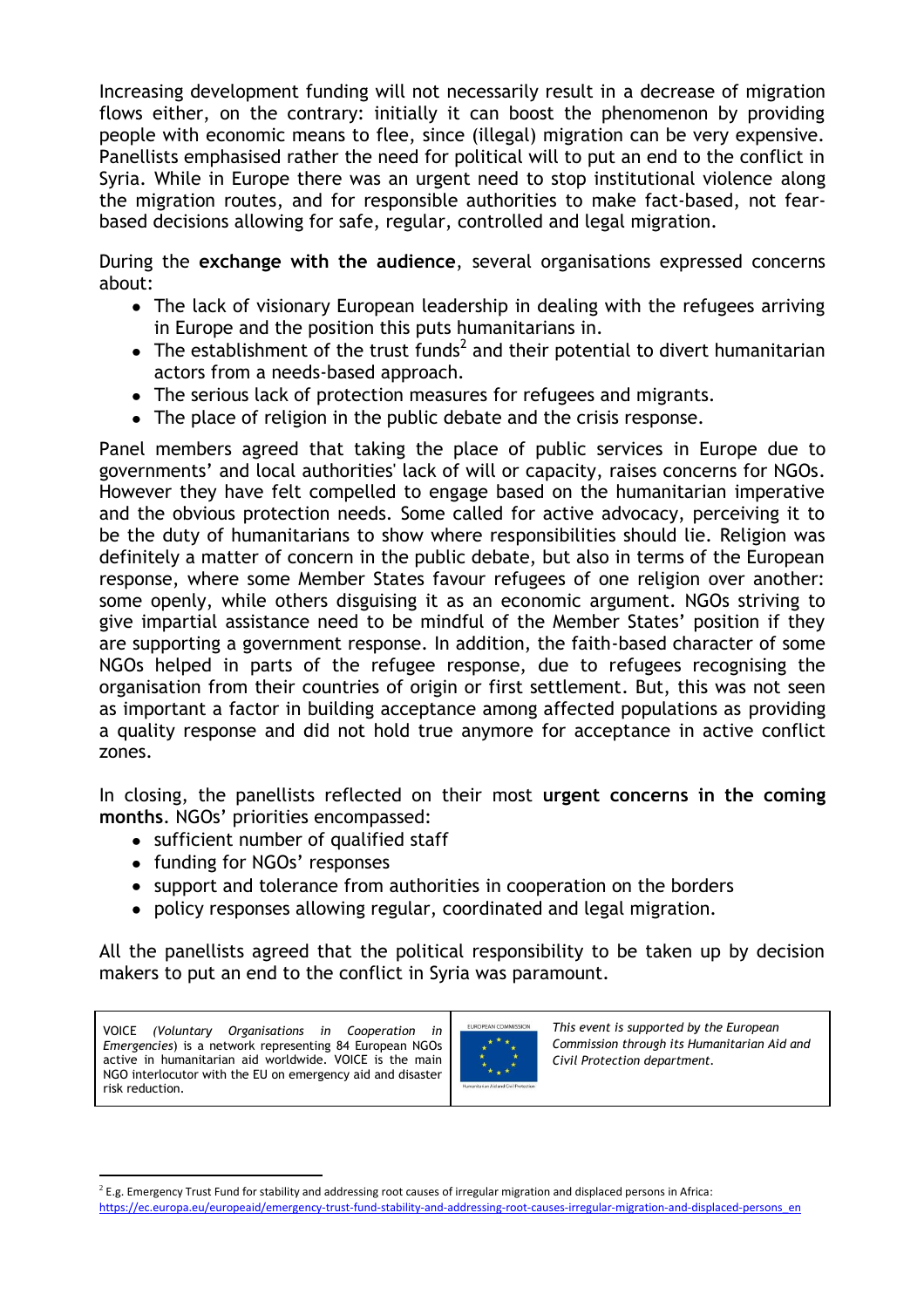Increasing development funding will not necessarily result in a decrease of migration flows either, on the contrary: initially it can boost the phenomenon by providing people with economic means to flee, since (illegal) migration can be very expensive. Panellists emphasised rather the need for political will to put an end to the conflict in Syria. While in Europe there was an urgent need to stop institutional violence along the migration routes, and for responsible authorities to make fact-based, not fear-based decisions allowing for safe, regular, controlled and legal migration.

During the **exchange with the audience**, several organisations expressed concerns about:

- The lack of visionary European leadership in dealing with the refugees arriving in Europe and the position this puts humanitarians in.
- The establishment of the trust funds[2] and their potential to divert humanitarian actors from a needs-based approach.
- The serious lack of protection measures for refugees and migrants.
- The place of religion in the public debate and the crisis response.

Panel members agreed that taking the place of public services in Europe due to governments' and local authorities' lack of will or capacity, raises concerns for NGOs. However they have felt compelled to engage based on the humanitarian imperative and the obvious protection needs. Some called for active advocacy, perceiving it to be the duty of humanitarians to show where responsibilities should lie. Religion was definitely a matter of concern in the public debate, but also in terms of the European response, where some Member States favour refugees of one religion over another: some openly, while others disguising it as an economic argument. NGOs striving to give impartial assistance need to be mindful of the Member States' position if they are supporting a government response. In addition, the faith-based character of some NGOs helped in parts of the refugee response, due to refugees recognising the organisation from their countries of origin or first settlement. But, this was not seen as important a factor in building acceptance among affected populations as providing a quality response and did not hold true anymore for acceptance in active conflict zones.

In closing, the panellists reflected on their most **urgent concerns in the coming months**. NGOs' priorities encompassed:

- sufficient number of qualified staff
- funding for NGOs' responses
- support and tolerance from authorities in cooperation on the borders
- policy responses allowing regular, coordinated and legal migration.

All the panellists agreed that the political responsibility to be taken up by decision makers to put an end to the conflict in Syria was paramount.

VOICE *(Voluntary Organisations in Cooperation in Emergencies)* is a network representing 84 European NGOs active in humanitarian aid worldwide. VOICE is the main NGO interlocutor with the EU on emergency aid and disaster risk reduction.

*This event is supported by the European Commission through its Humanitarian Aid and Civil Protection department.*

[2] E.g. Emergency Trust Fund for stability and addressing root causes of irregular migration and displaced persons in Africa: https://ec.europa.eu/europeaid/emergency-trust-fund-stability-and-addressing-root-causes-irregular-migration-and-displaced-persons_en